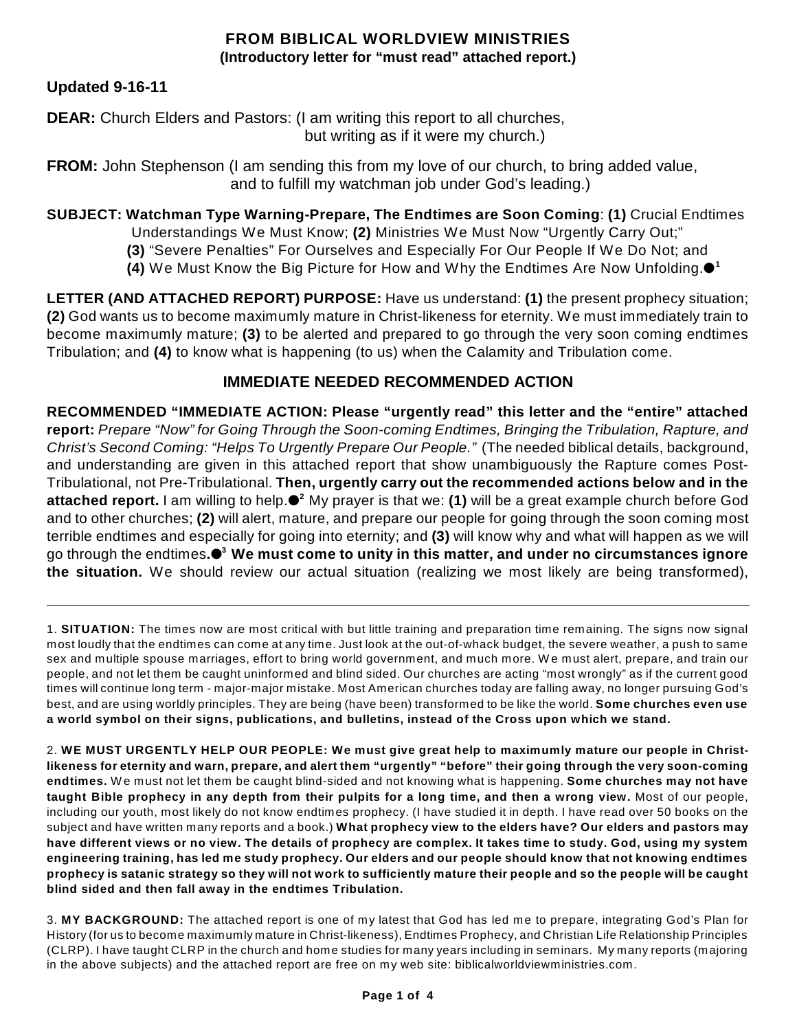## FROM BIBLICAL WORLDVIEW MINISTRIES

**(Introductory letter for "must read" attached report.)**

**Updated 9-16-11**

**DEAR:** Church Elders and Pastors: (I am writing this report to all churches, but writing as if it were my church.)

**FROM:** John Stephenson (I am sending this from my love of our church, to bring added value, and to fulfill my watchman job under God's leading.)

**SUBJECT: Watchman Type Warning-Prepare, The Endtimes are Soon Coming**: **(1)** Crucial Endtimes Understandings We Must Know; **(2)** Ministries We Must Now "Urgently Carry Out;" **(3)** "Severe Penalties" For Ourselves and Especially For Our People If We Do Not; and **(4)** We Must Know the Big Picture for How and Why the Endtimes Are Now Unfolding.●[1]

**LETTER (AND ATTACHED REPORT) PURPOSE:** Have us understand: **(1)** the present prophecy situation; **(2)** God wants us to become maximumly mature in Christ-likeness for eternity. We must immediately train to become maximumly mature; **(3)** to be alerted and prepared to go through the very soon coming endtimes Tribulation; and **(4)** to know what is happening (to us) when the Calamity and Tribulation come.

### IMMEDIATE NEEDED RECOMMENDED ACTION

**RECOMMENDED "IMMEDIATE ACTION: Please "urgently read" this letter and the "entire" attached report:** *Prepare "Now" for Going Through the Soon-coming Endtimes, Bringing the Tribulation, Rapture, and Christ's Second Coming: "Helps To Urgently Prepare Our People."* (The needed biblical details, background, and understanding are given in this attached report that show unambiguously the Rapture comes Post-Tribulational, not Pre-Tribulational. **Then, urgently carry out the recommended actions below and in the attached report.** I am willing to help.●[2] My prayer is that we: **(1)** will be a great example church before God and to other churches; **(2)** will alert, mature, and prepare our people for going through the soon coming most terrible endtimes and especially for going into eternity; and **(3)** will know why and what will happen as we will go through the endtimes**.●[3] We must come to unity in this matter, and under no circumstances ignore the situation.** We should review our actual situation (realizing we most likely are being transformed),

---

1. **SITUATION:** The times now are most critical with but little training and preparation time remaining. The signs now signal most loudly that the endtimes can come at any time. Just look at the out-of-whack budget, the severe weather, a push to same sex and multiple spouse marriages, effort to bring world government, and much more. We must alert, prepare, and train our people, and not let them be caught uninformed and blind sided. Our churches are acting "most wrongly" as if the current good times will continue long term - major-major mistake. Most American churches today are falling away, no longer pursuing God's best, and are using worldly principles. They are being (have been) transformed to be like the world. **Some churches even use a world symbol on their signs, publications, and bulletins, instead of the Cross upon which we stand.**

2. **WE MUST URGENTLY HELP OUR PEOPLE: We must give great help to maximumly mature our people in Christ-likeness for eternity and warn, prepare, and alert them "urgently" "before" their going through the very soon-coming endtimes.** We must not let them be caught blind-sided and not knowing what is happening. **Some churches may not have taught Bible prophecy in any depth from their pulpits for a long time, and then a wrong view.** Most of our people, including our youth, most likely do not know endtimes prophecy. (I have studied it in depth. I have read over 50 books on the subject and have written many reports and a book.) **What prophecy view to the elders have? Our elders and pastors may have different views or no view. The details of prophecy are complex. It takes time to study. God, using my system engineering training, has led me study prophecy. Our elders and our people should know that not knowing endtimes prophecy is satanic strategy so they will not work to sufficiently mature their people and so the people will be caught blind sided and then fall away in the endtimes Tribulation.**

3. **MY BACKGROUND:** The attached report is one of my latest that God has led me to prepare, integrating God's Plan for History (for us to become maximumly mature in Christ-likeness), Endtimes Prophecy, and Christian Life Relationship Principles (CLRP). I have taught CLRP in the church and home studies for many years including in seminars. My many reports (majoring in the above subjects) and the attached report are free on my web site: biblicalworldviewministries.com.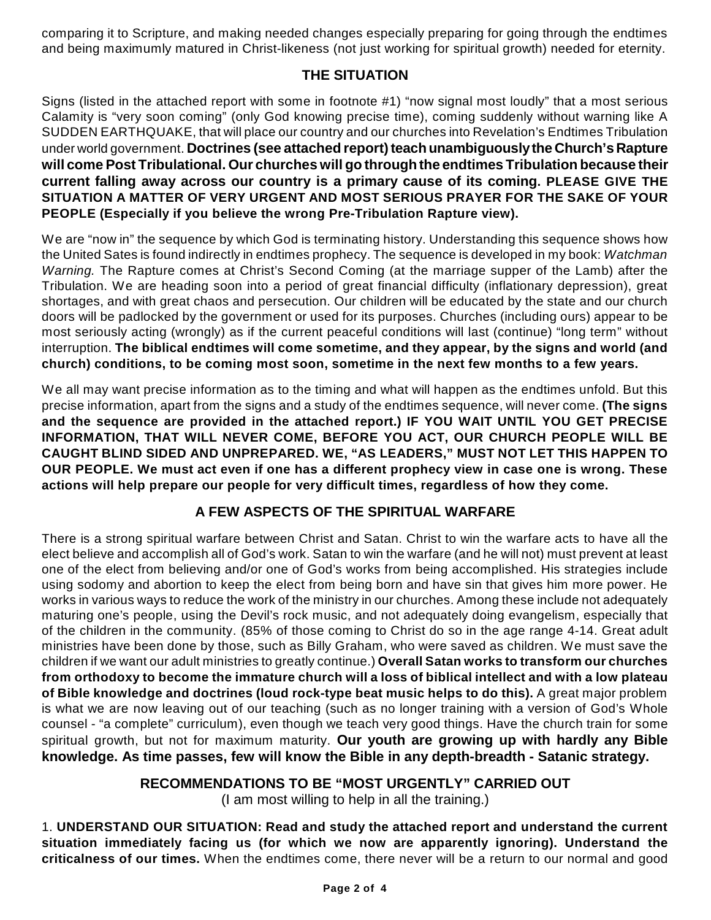comparing it to Scripture, and making needed changes especially preparing for going through the endtimes and being maximumly matured in Christ-likeness (not just working for spiritual growth) needed for eternity.

## THE SITUATION

Signs (listed in the attached report with some in footnote #1) "now signal most loudly" that a most serious Calamity is "very soon coming" (only God knowing precise time), coming suddenly without warning like A SUDDEN EARTHQUAKE, that will place our country and our churches into Revelation's Endtimes Tribulation under world government. **Doctrines (see attached report) teach unambiguously the Church's Rapture will come Post Tribulational. Our churches will go through the endtimes Tribulation because their current falling away across our country is a primary cause of its coming. PLEASE GIVE THE SITUATION A MATTER OF VERY URGENT AND MOST SERIOUS PRAYER FOR THE SAKE OF YOUR PEOPLE (Especially if you believe the wrong Pre-Tribulation Rapture view).**

We are "now in" the sequence by which God is terminating history. Understanding this sequence shows how the United Sates is found indirectly in endtimes prophecy. The sequence is developed in my book: *Watchman Warning.* The Rapture comes at Christ's Second Coming (at the marriage supper of the Lamb) after the Tribulation. We are heading soon into a period of great financial difficulty (inflationary depression), great shortages, and with great chaos and persecution. Our children will be educated by the state and our church doors will be padlocked by the government or used for its purposes. Churches (including ours) appear to be most seriously acting (wrongly) as if the current peaceful conditions will last (continue) "long term" without interruption. **The biblical endtimes will come sometime, and they appear, by the signs and world (and church) conditions, to be coming most soon, sometime in the next few months to a few years.**

We all may want precise information as to the timing and what will happen as the endtimes unfold. But this precise information, apart from the signs and a study of the endtimes sequence, will never come. **(The signs and the sequence are provided in the attached report.) IF YOU WAIT UNTIL YOU GET PRECISE INFORMATION, THAT WILL NEVER COME, BEFORE YOU ACT, OUR CHURCH PEOPLE WILL BE CAUGHT BLIND SIDED AND UNPREPARED. WE, "AS LEADERS," MUST NOT LET THIS HAPPEN TO OUR PEOPLE. We must act even if one has a different prophecy view in case one is wrong. These actions will help prepare our people for very difficult times, regardless of how they come.**

## A FEW ASPECTS OF THE SPIRITUAL WARFARE

There is a strong spiritual warfare between Christ and Satan. Christ to win the warfare acts to have all the elect believe and accomplish all of God's work. Satan to win the warfare (and he will not) must prevent at least one of the elect from believing and/or one of God's works from being accomplished. His strategies include using sodomy and abortion to keep the elect from being born and have sin that gives him more power. He works in various ways to reduce the work of the ministry in our churches. Among these include not adequately maturing one's people, using the Devil's rock music, and not adequately doing evangelism, especially that of the children in the community. (85% of those coming to Christ do so in the age range 4-14. Great adult ministries have been done by those, such as Billy Graham, who were saved as children. We must save the children if we want our adult ministries to greatly continue.) **Overall Satan works to transform our churches from orthodoxy to become the immature church will a loss of biblical intellect and with a low plateau of Bible knowledge and doctrines (loud rock-type beat music helps to do this).** A great major problem is what we are now leaving out of our teaching (such as no longer training with a version of God's Whole counsel - "a complete" curriculum), even though we teach very good things. Have the church train for some spiritual growth, but not for maximum maturity. **Our youth are growing up with hardly any Bible knowledge. As time passes, few will know the Bible in any depth-breadth - Satanic strategy.**

## RECOMMENDATIONS TO BE "MOST URGENTLY" CARRIED OUT

(I am most willing to help in all the training.)

1. **UNDERSTAND OUR SITUATION: Read and study the attached report and understand the current situation immediately facing us (for which we now are apparently ignoring). Understand the criticalness of our times.** When the endtimes come, there never will be a return to our normal and good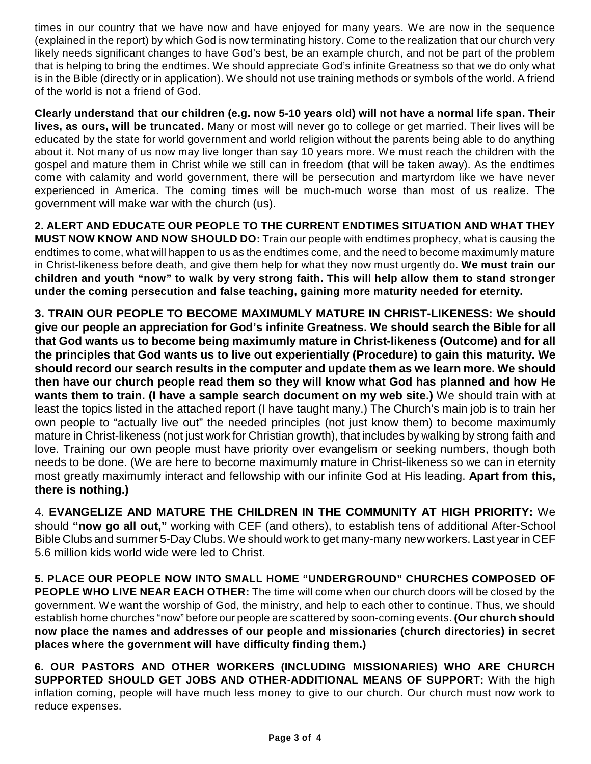times in our country that we have now and have enjoyed for many years. We are now in the sequence (explained in the report) by which God is now terminating history. Come to the realization that our church very likely needs significant changes to have God's best, be an example church, and not be part of the problem that is helping to bring the endtimes. We should appreciate God's infinite Greatness so that we do only what is in the Bible (directly or in application). We should not use training methods or symbols of the world. A friend of the world is not a friend of God.

**Clearly understand that our children (e.g. now 5-10 years old) will not have a normal life span. Their lives, as ours, will be truncated.** Many or most will never go to college or get married. Their lives will be educated by the state for world government and world religion without the parents being able to do anything about it. Not many of us now may live longer than say 10 years more. We must reach the children with the gospel and mature them in Christ while we still can in freedom (that will be taken away). As the endtimes come with calamity and world government, there will be persecution and martyrdom like we have never experienced in America. The coming times will be much-much worse than most of us realize. The government will make war with the church (us).

**2. ALERT AND EDUCATE OUR PEOPLE TO THE CURRENT ENDTIMES SITUATION AND WHAT THEY MUST NOW KNOW AND NOW SHOULD DO:** Train our people with endtimes prophecy, what is causing the endtimes to come, what will happen to us as the endtimes come, and the need to become maximumly mature in Christ-likeness before death, and give them help for what they now must urgently do. **We must train our children and youth "now" to walk by very strong faith. This will help allow them to stand stronger under the coming persecution and false teaching, gaining more maturity needed for eternity.**

**3. TRAIN OUR PEOPLE TO BECOME MAXIMUMLY MATURE IN CHRIST-LIKENESS: We should give our people an appreciation for God's infinite Greatness. We should search the Bible for all that God wants us to become being maximumly mature in Christ-likeness (Outcome) and for all the principles that God wants us to live out experientially (Procedure) to gain this maturity. We should record our search results in the computer and update them as we learn more. We should then have our church people read them so they will know what God has planned and how He wants them to train. (I have a sample search document on my web site.)** We should train with at least the topics listed in the attached report (I have taught many.) The Church's main job is to train her own people to "actually live out" the needed principles (not just know them) to become maximumly mature in Christ-likeness (not just work for Christian growth), that includes by walking by strong faith and love. Training our own people must have priority over evangelism or seeking numbers, though both needs to be done. (We are here to become maximumly mature in Christ-likeness so we can in eternity most greatly maximumly interact and fellowship with our infinite God at His leading. **Apart from this, there is nothing.)**

4. **EVANGELIZE AND MATURE THE CHILDREN IN THE COMMUNITY AT HIGH PRIORITY:** We should **"now go all out,"** working with CEF (and others), to establish tens of additional After-School Bible Clubs and summer 5-Day Clubs. We should work to get many-many new workers. Last year in CEF 5.6 million kids world wide were led to Christ.

**5. PLACE OUR PEOPLE NOW INTO SMALL HOME "UNDERGROUND" CHURCHES COMPOSED OF PEOPLE WHO LIVE NEAR EACH OTHER:** The time will come when our church doors will be closed by the government. We want the worship of God, the ministry, and help to each other to continue. Thus, we should establish home churches "now" before our people are scattered by soon-coming events. **(Our church should now place the names and addresses of our people and missionaries (church directories) in secret places where the government will have difficulty finding them.)**

**6. OUR PASTORS AND OTHER WORKERS (INCLUDING MISSIONARIES) WHO ARE CHURCH SUPPORTED SHOULD GET JOBS AND OTHER-ADDITIONAL MEANS OF SUPPORT:** With the high inflation coming, people will have much less money to give to our church. Our church must now work to reduce expenses.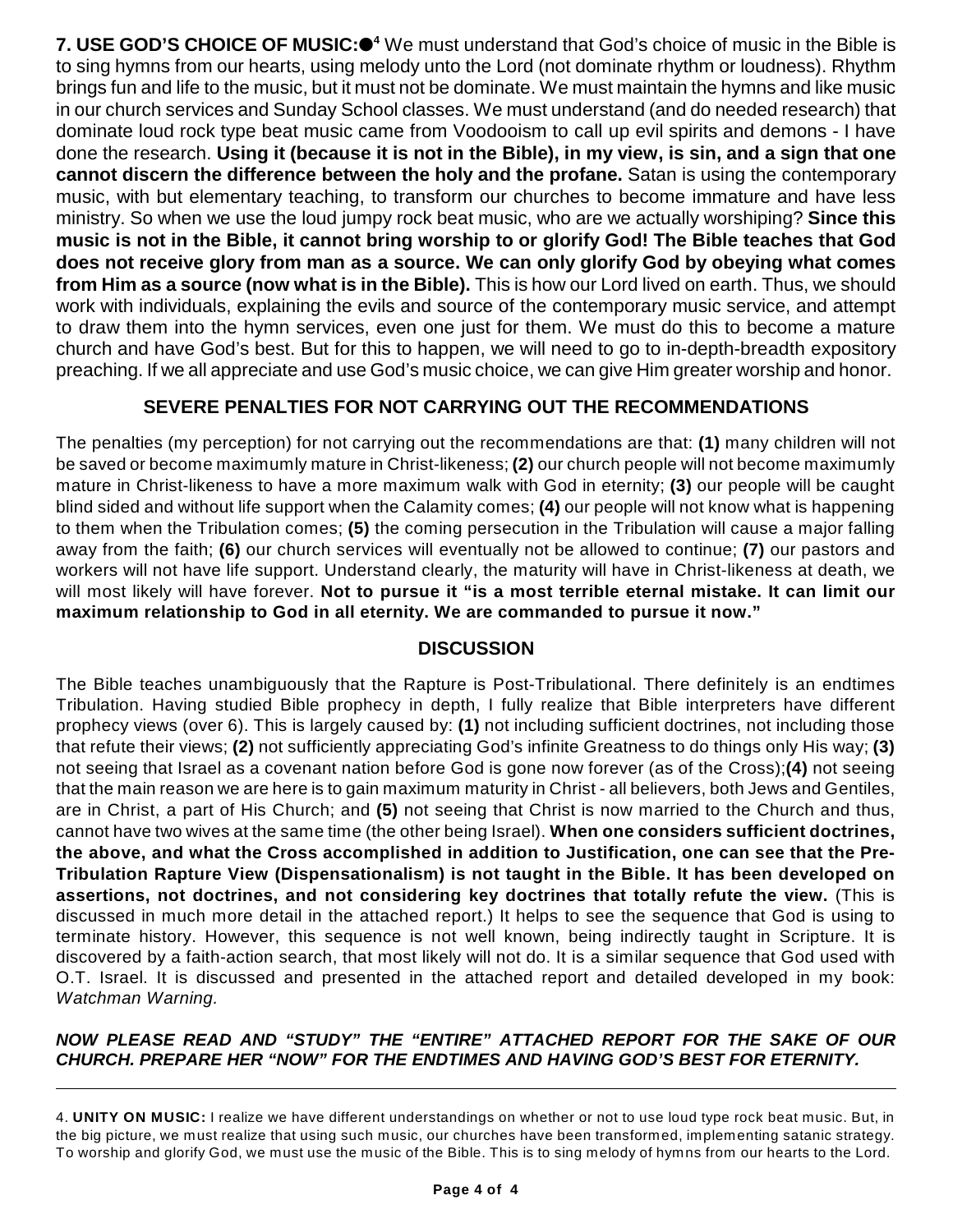**7. USE GOD'S CHOICE OF MUSIC:**●[4] We must understand that God's choice of music in the Bible is to sing hymns from our hearts, using melody unto the Lord (not dominate rhythm or loudness). Rhythm brings fun and life to the music, but it must not be dominate. We must maintain the hymns and like music in our church services and Sunday School classes. We must understand (and do needed research) that dominate loud rock type beat music came from Voodooism to call up evil spirits and demons - I have done the research. **Using it (because it is not in the Bible), in my view, is sin, and a sign that one cannot discern the difference between the holy and the profane.** Satan is using the contemporary music, with but elementary teaching, to transform our churches to become immature and have less ministry. So when we use the loud jumpy rock beat music, who are we actually worshiping? **Since this music is not in the Bible, it cannot bring worship to or glorify God! The Bible teaches that God does not receive glory from man as a source. We can only glorify God by obeying what comes from Him as a source (now what is in the Bible).** This is how our Lord lived on earth. Thus, we should work with individuals, explaining the evils and source of the contemporary music service, and attempt to draw them into the hymn services, even one just for them. We must do this to become a mature church and have God's best. But for this to happen, we will need to go to in-depth-breadth expository preaching. If we all appreciate and use God's music choice, we can give Him greater worship and honor.

## SEVERE PENALTIES FOR NOT CARRYING OUT THE RECOMMENDATIONS

The penalties (my perception) for not carrying out the recommendations are that: **(1)** many children will not be saved or become maximumly mature in Christ-likeness; **(2)** our church people will not become maximumly mature in Christ-likeness to have a more maximum walk with God in eternity; **(3)** our people will be caught blind sided and without life support when the Calamity comes; **(4)** our people will not know what is happening to them when the Tribulation comes; **(5)** the coming persecution in the Tribulation will cause a major falling away from the faith; **(6)** our church services will eventually not be allowed to continue; **(7)** our pastors and workers will not have life support. Understand clearly, the maturity will have in Christ-likeness at death, we will most likely will have forever. **Not to pursue it "is a most terrible eternal mistake. It can limit our maximum relationship to God in all eternity. We are commanded to pursue it now."**

## DISCUSSION

The Bible teaches unambiguously that the Rapture is Post-Tribulational. There definitely is an endtimes Tribulation. Having studied Bible prophecy in depth, I fully realize that Bible interpreters have different prophecy views (over 6). This is largely caused by: **(1)** not including sufficient doctrines, not including those that refute their views; **(2)** not sufficiently appreciating God's infinite Greatness to do things only His way; **(3)** not seeing that Israel as a covenant nation before God is gone now forever (as of the Cross);**(4)** not seeing that the main reason we are here is to gain maximum maturity in Christ - all believers, both Jews and Gentiles, are in Christ, a part of His Church; and **(5)** not seeing that Christ is now married to the Church and thus, cannot have two wives at the same time (the other being Israel). **When one considers sufficient doctrines, the above, and what the Cross accomplished in addition to Justification, one can see that the Pre-Tribulation Rapture View (Dispensationalism) is not taught in the Bible. It has been developed on assertions, not doctrines, and not considering key doctrines that totally refute the view.** (This is discussed in much more detail in the attached report.) It helps to see the sequence that God is using to terminate history. However, this sequence is not well known, being indirectly taught in Scripture. It is discovered by a faith-action search, that most likely will not do. It is a similar sequence that God used with O.T. Israel. It is discussed and presented in the attached report and detailed developed in my book: *Watchman Warning.*

***NOW PLEASE READ AND "STUDY" THE "ENTIRE" ATTACHED REPORT FOR THE SAKE OF OUR CHURCH. PREPARE HER "NOW" FOR THE ENDTIMES AND HAVING GOD'S BEST FOR ETERNITY.***

---

4. **UNITY ON MUSIC:** I realize we have different understandings on whether or not to use loud type rock beat music. But, in the big picture, we must realize that using such music, our churches have been transformed, implementing satanic strategy. To worship and glorify God, we must use the music of the Bible. This is to sing melody of hymns from our hearts to the Lord.